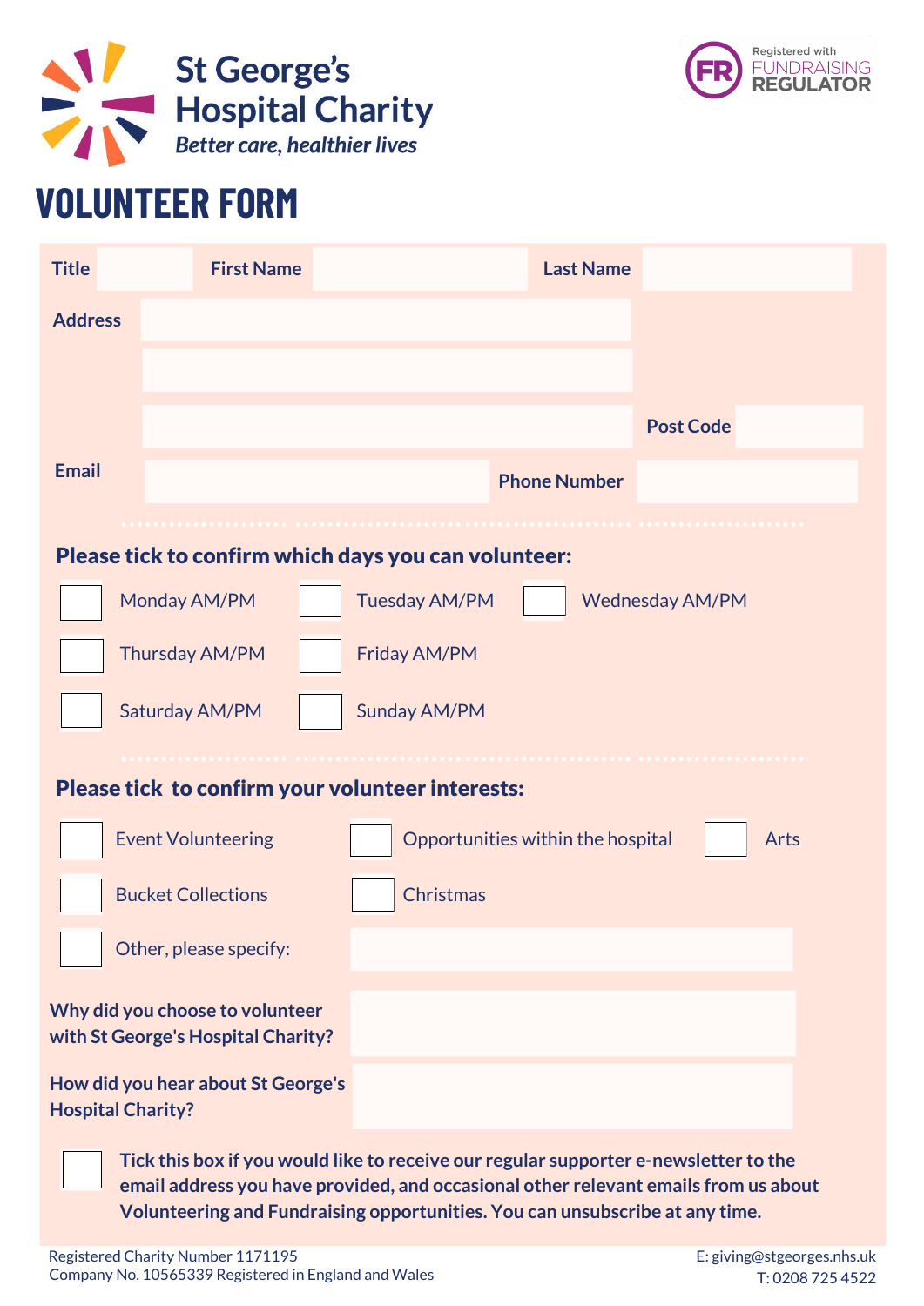# St George's Hospital Charity

*Better care, healthier lives*

Registered with FUNDRAISING REGULATOR

# VOLUNTEER FORM

**Title** ______ **First Name** ______ **Last Name** ______

**Address** ______

______

______ **Post Code** ______

**Email** ______ **Phone Number** ______

## Please tick to confirm which days you can volunteer:

- [ ] Monday AM/PM
- [ ] Tuesday AM/PM
- [ ] Wednesday AM/PM
- [ ] Thursday AM/PM
- [ ] Friday AM/PM
- [ ] Saturday AM/PM
- [ ] Sunday AM/PM

## Please tick to confirm your volunteer interests:

- [ ] Event Volunteering
- [ ] Opportunities within the hospital
- [ ] Arts
- [ ] Bucket Collections
- [ ] Christmas
- [ ] Other, please specify: ______

**Why did you choose to volunteer with St George's Hospital Charity?** ______

**How did you hear about St George's Hospital Charity?** ______

- [ ] **Tick this box if you would like to receive our regular supporter e-newsletter to the email address you have provided, and occasional other relevant emails from us about Volunteering and Fundraising opportunities. You can unsubscribe at any time.**

Registered Charity Number 1171195
Company No. 10565339 Registered in England and Wales

E: giving@stgeorges.nhs.uk
T: 0208 725 4522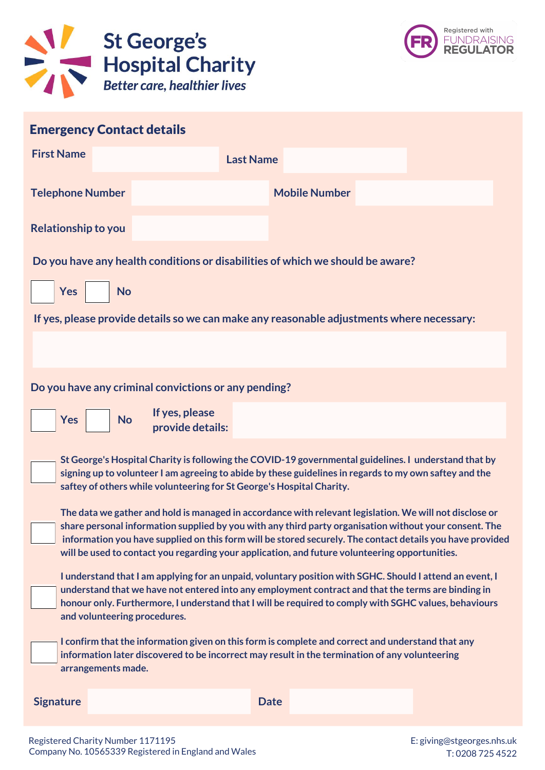# St George's Hospital Charity

*Better care, healthier lives*

Registered with FUNDRAISING REGULATOR

## Emergency Contact details

First Name ______ Last Name ______

Telephone Number ______ Mobile Number ______

Relationship to you ______

**Do you have any health conditions or disabilities of which we should be aware?**

☐ Yes ☐ No

**If yes, please provide details so we can make any reasonable adjustments where necessary:**

______

**Do you have any criminal convictions or any pending?**

☐ Yes ☐ No If yes, please provide details: ______

☐ St George's Hospital Charity is following the COVID-19 governmental guidelines. I understand that by signing up to volunteer I am agreeing to abide by these guidelines in regards to my own saftey and the saftey of others while volunteering for St George's Hospital Charity.

☐ The data we gather and hold is managed in accordance with relevant legislation. We will not disclose or share personal information supplied by you with any third party organisation without your consent. The information you have supplied on this form will be stored securely. The contact details you have provided will be used to contact you regarding your application, and future volunteering opportunities.

☐ I understand that I am applying for an unpaid, voluntary position with SGHC. Should I attend an event, I understand that we have not entered into any employment contract and that the terms are binding in honour only. Furthermore, I understand that I will be required to comply with SGHC values, behaviours and volunteering procedures.

☐ I confirm that the information given on this form is complete and correct and understand that any information later discovered to be incorrect may result in the termination of any volunteering arrangements made.

Signature ______ Date ______

Registered Charity Number 1171195
Company No. 10565339 Registered in England and Wales

E: giving@stgeorges.nhs.uk
T: 0208 725 4522